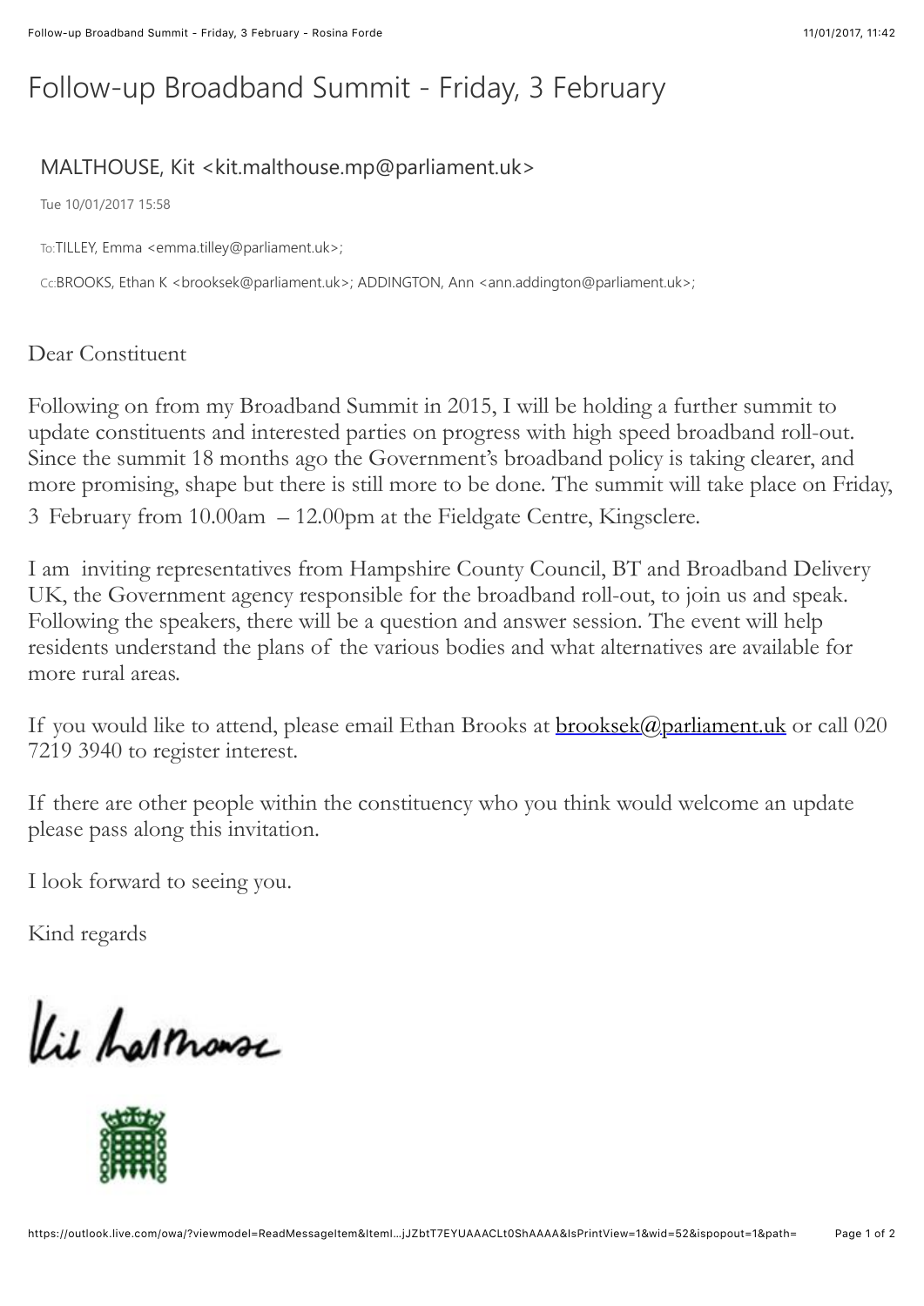# Follow-up Broadband Summit - Friday, 3 February

MALTHOUSE, Kit <kit.malthouse.mp@parliament.uk>

Tue 10/01/2017 15:58

To: TILLEY, Emma <emma.tilley@parliament.uk>;

Cc: BROOKS, Ethan K <brooksek@parliament.uk>; ADDINGTON, Ann <ann.addington@parliament.uk>;

Dear Constituent

Following on from my Broadband Summit in 2015, I will be holding a further summit to update constituents and interested parties on progress with high speed broadband roll-out. Since the summit 18 months ago the Government's broadband policy is taking clearer, and more promising, shape but there is still more to be done. The summit will take place on Friday, 3 February from 10.00am – 12.00pm at the Fieldgate Centre, Kingsclere.

I am inviting representatives from Hampshire County Council, BT and Broadband Delivery UK, the Government agency responsible for the broadband roll-out, to join us and speak. Following the speakers, there will be a question and answer session. The event will help residents understand the plans of the various bodies and what alternatives are available for more rural areas.

If you would like to attend, please email Ethan Brooks at brooksek@parliament.uk or call 020 7219 3940 to register interest.

If there are other people within the constituency who you think would welcome an update please pass along this invitation.

I look forward to seeing you.

Kind regards

Kit Malthouse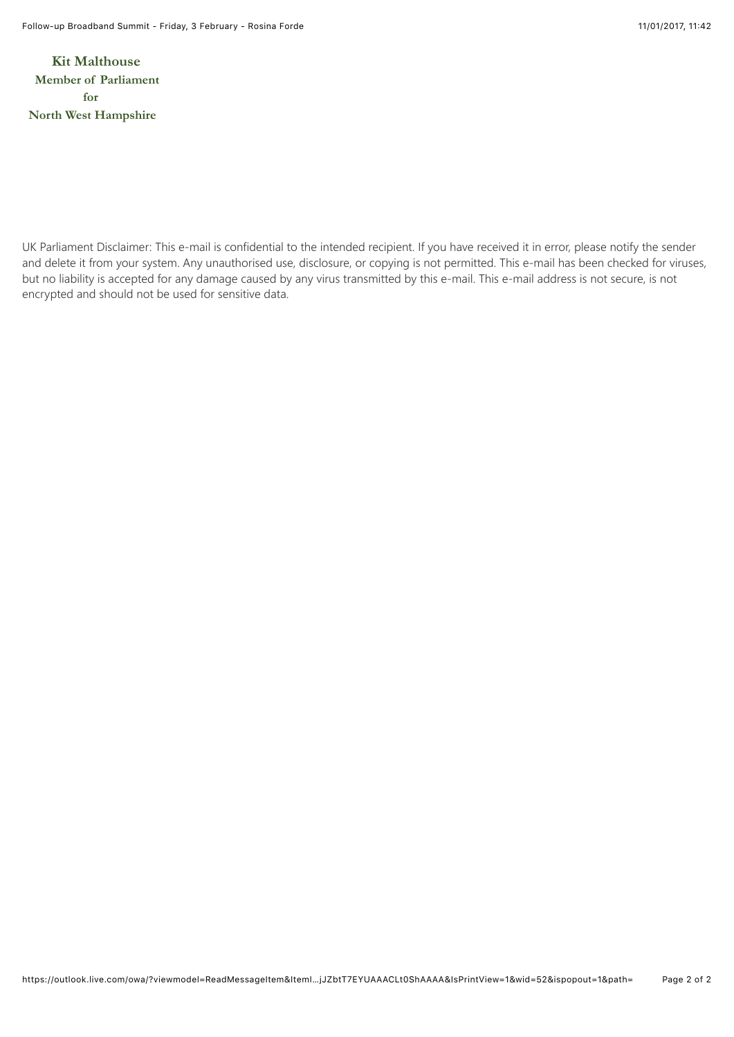**Kit Malthouse**
**Member of Parliament**
**for**
**North West Hampshire**

UK Parliament Disclaimer: This e-mail is confidential to the intended recipient. If you have received it in error, please notify the sender and delete it from your system. Any unauthorised use, disclosure, or copying is not permitted. This e-mail has been checked for viruses, but no liability is accepted for any damage caused by any virus transmitted by this e-mail. This e-mail address is not secure, is not encrypted and should not be used for sensitive data.